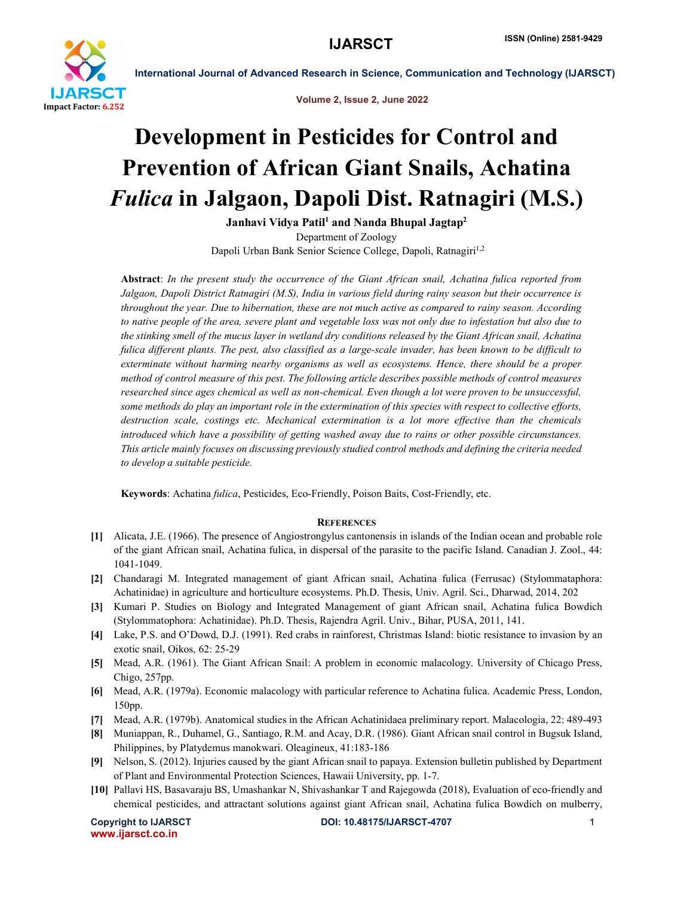# Development in Pesticides for Control and Prevention of African Giant Snails, Achatina *Fulica* in Jalgaon, Dapoli Dist. Ratnagiri (M.S.)

**Janhavi Vidya Patil[1] and Nanda Bhupal Jagtap[2]**

Department of Zoology

Dapoli Urban Bank Senior Science College, Dapoli, Ratnagiri[1,2]

**Abstract**: *In the present study the occurrence of the Giant African snail, Achatina fulica reported from Jalgaon, Dapoli District Ratnagiri (M.S), India in various field during rainy season but their occurrence is throughout the year. Due to hibernation, these are not much active as compared to rainy season. According to native people of the area, severe plant and vegetable loss was not only due to infestation but also due to the stinking smell of the mucus layer in wetland dry conditions released by the Giant African snail, Achatina fulica different plants. The pest, also classified as a large-scale invader, has been known to be difficult to exterminate without harming nearby organisms as well as ecosystems. Hence, there should be a proper method of control measure of this pest. The following article describes possible methods of control measures researched since ages chemical as well as non-chemical. Even though a lot were proven to be unsuccessful, some methods do play an important role in the extermination of this species with respect to collective efforts, destruction scale, costings etc. Mechanical extermination is a lot more effective than the chemicals introduced which have a possibility of getting washed away due to rains or other possible circumstances. This article mainly focuses on discussing previously studied control methods and defining the criteria needed to develop a suitable pesticide.*

**Keywords**: Achatina *fulica*, Pesticides, Eco-Friendly, Poison Baits, Cost-Friendly, etc.

## References

[1] Alicata, J.E. (1966). The presence of Angiostrongylus cantonensis in islands of the Indian ocean and probable role of the giant African snail, Achatina fulica, in dispersal of the parasite to the pacific Island. Canadian J. Zool., 44: 1041-1049.

[2] Chandaragi M. Integrated management of giant African snail, Achatina fulica (Ferrusac) (Stylommataphora: Achatinidae) in agriculture and horticulture ecosystems. Ph.D. Thesis, Univ. Agril. Sci., Dharwad, 2014, 202

[3] Kumari P. Studies on Biology and Integrated Management of giant African snail, Achatina fulica Bowdich (Stylommatophora: Achatinidae). Ph.D. Thesis, Rajendra Agril. Univ., Bihar, PUSA, 2011, 141.

[4] Lake, P.S. and O'Dowd, D.J. (1991). Red crabs in rainforest, Christmas Island: biotic resistance to invasion by an exotic snail, Oikos, 62: 25-29

[5] Mead, A.R. (1961). The Giant African Snail: A problem in economic malacology. University of Chicago Press, Chigo, 257pp.

[6] Mead, A.R. (1979a). Economic malacology with particular reference to Achatina fulica. Academic Press, London, 150pp.

[7] Mead, A.R. (1979b). Anatomical studies in the African Achatinidaea preliminary report. Malacologia, 22: 489-493

[8] Muniappan, R., Duhamel, G., Santiago, R.M. and Acay, D.R. (1986). Giant African snail control in Bugsuk Island, Philippines, by Platydemus manokwari. Oleagineux, 41:183-186

[9] Nelson, S. (2012). Injuries caused by the giant African snail to papaya. Extension bulletin published by Department of Plant and Environmental Protection Sciences, Hawaii University, pp. 1-7.

[10] Pallavi HS, Basavaraju BS, Umashankar N, Shivashankar T and Rajegowda (2018), Evaluation of eco-friendly and chemical pesticides, and attractant solutions against giant African snail, Achatina fulica Bowdich on mulberry,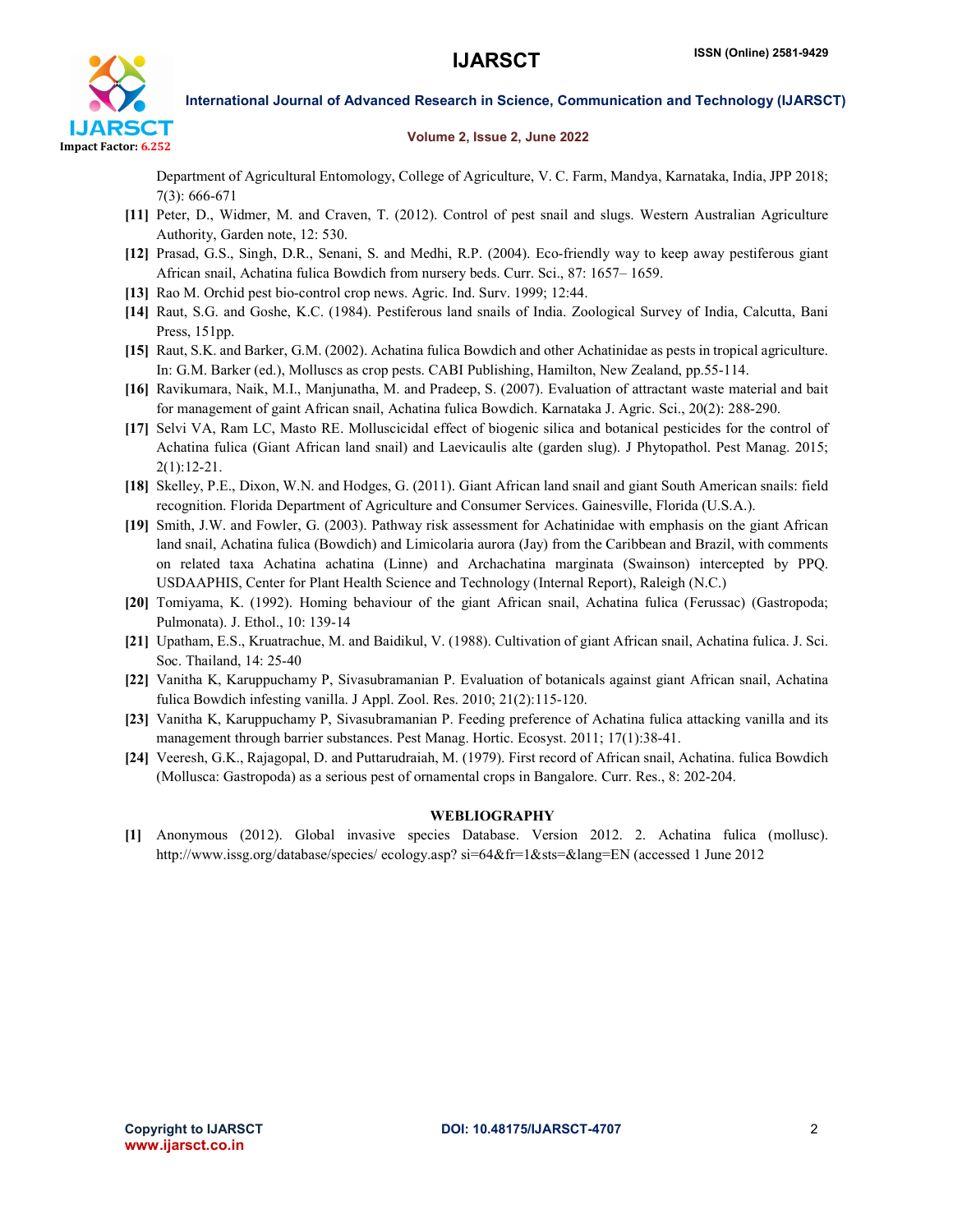Department of Agricultural Entomology, College of Agriculture, V. C. Farm, Mandya, Karnataka, India, JPP 2018; 7(3): 666-671

[11] Peter, D., Widmer, M. and Craven, T. (2012). Control of pest snail and slugs. Western Australian Agriculture Authority, Garden note, 12: 530.

[12] Prasad, G.S., Singh, D.R., Senani, S. and Medhi, R.P. (2004). Eco-friendly way to keep away pestiferous giant African snail, Achatina fulica Bowdich from nursery beds. Curr. Sci., 87: 1657– 1659.

[13] Rao M. Orchid pest bio-control crop news. Agric. Ind. Surv. 1999; 12:44.

[14] Raut, S.G. and Goshe, K.C. (1984). Pestiferous land snails of India. Zoological Survey of India, Calcutta, Bani Press, 151pp.

[15] Raut, S.K. and Barker, G.M. (2002). Achatina fulica Bowdich and other Achatinidae as pests in tropical agriculture. In: G.M. Barker (ed.), Molluscs as crop pests. CABI Publishing, Hamilton, New Zealand, pp.55-114.

[16] Ravikumara, Naik, M.I., Manjunatha, M. and Pradeep, S. (2007). Evaluation of attractant waste material and bait for management of gaint African snail, Achatina fulica Bowdich. Karnataka J. Agric. Sci., 20(2): 288-290.

[17] Selvi VA, Ram LC, Masto RE. Molluscicidal effect of biogenic silica and botanical pesticides for the control of Achatina fulica (Giant African land snail) and Laevicaulis alte (garden slug). J Phytopathol. Pest Manag. 2015; 2(1):12-21.

[18] Skelley, P.E., Dixon, W.N. and Hodges, G. (2011). Giant African land snail and giant South American snails: field recognition. Florida Department of Agriculture and Consumer Services. Gainesville, Florida (U.S.A.).

[19] Smith, J.W. and Fowler, G. (2003). Pathway risk assessment for Achatinidae with emphasis on the giant African land snail, Achatina fulica (Bowdich) and Limicolaria aurora (Jay) from the Caribbean and Brazil, with comments on related taxa Achatina achatina (Linne) and Archachatina marginata (Swainson) intercepted by PPQ. USDAAPHIS, Center for Plant Health Science and Technology (Internal Report), Raleigh (N.C.)

[20] Tomiyama, K. (1992). Homing behaviour of the giant African snail, Achatina fulica (Ferussac) (Gastropoda; Pulmonata). J. Ethol., 10: 139-14

[21] Upatham, E.S., Kruatrachue, M. and Baidikul, V. (1988). Cultivation of giant African snail, Achatina fulica. J. Sci. Soc. Thailand, 14: 25-40

[22] Vanitha K, Karuppuchamy P, Sivasubramanian P. Evaluation of botanicals against giant African snail, Achatina fulica Bowdich infesting vanilla. J Appl. Zool. Res. 2010; 21(2):115-120.

[23] Vanitha K, Karuppuchamy P, Sivasubramanian P. Feeding preference of Achatina fulica attacking vanilla and its management through barrier substances. Pest Manag. Hortic. Ecosyst. 2011; 17(1):38-41.

[24] Veeresh, G.K., Rajagopal, D. and Puttarudraiah, M. (1979). First record of African snail, Achatina. fulica Bowdich (Mollusca: Gastropoda) as a serious pest of ornamental crops in Bangalore. Curr. Res., 8: 202-204.

## WEBLIOGRAPHY

[1] Anonymous (2012). Global invasive species Database. Version 2012. 2. Achatina fulica (mollusc). http://www.issg.org/database/species/ ecology.asp? si=64&fr=1&sts=&lang=EN (accessed 1 June 2012